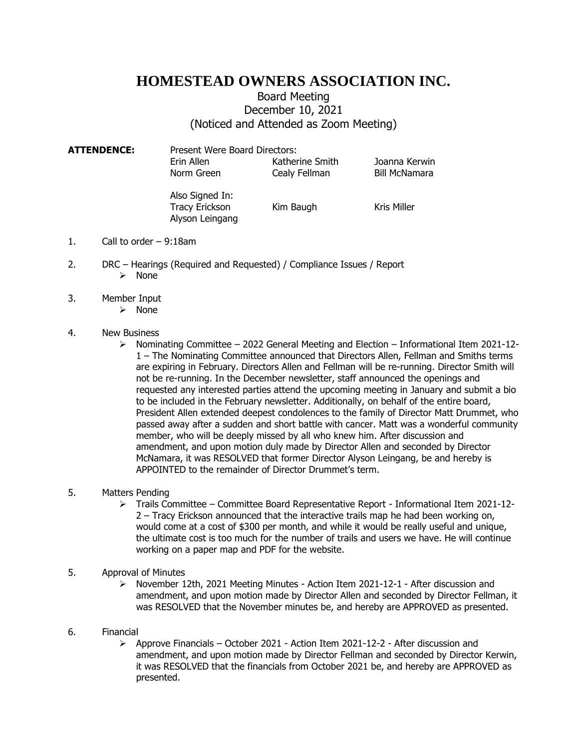# HOMESTEAD OWNERS ASSOCIATION INC.

Board Meeting
December 10, 2021
(Noticed and Attended as Zoom Meeting)

**ATTENDENCE:** Present Were Board Directors:

| | | |
|---|---|---|
| Erin Allen | Katherine Smith | Joanna Kerwin |
| Norm Green | Cealy Fellman | Bill McNamara |

Also Signed In:

| | | |
|---|---|---|
| Tracy Erickson | Kim Baugh | Kris Miller |
| Alyson Leingang | | |

1. Call to order – 9:18am

2. DRC – Hearings (Required and Requested) / Compliance Issues / Report
   - None

3. Member Input
   - None

4. New Business
   - Nominating Committee – 2022 General Meeting and Election – Informational Item 2021-12-1 – The Nominating Committee announced that Directors Allen, Fellman and Smiths terms are expiring in February. Directors Allen and Fellman will be re-running. Director Smith will not be re-running. In the December newsletter, staff announced the openings and requested any interested parties attend the upcoming meeting in January and submit a bio to be included in the February newsletter. Additionally, on behalf of the entire board, President Allen extended deepest condolences to the family of Director Matt Drummet, who passed away after a sudden and short battle with cancer. Matt was a wonderful community member, who will be deeply missed by all who knew him. After discussion and amendment, and upon motion duly made by Director Allen and seconded by Director McNamara, it was RESOLVED that former Director Alyson Leingang, be and hereby is APPOINTED to the remainder of Director Drummet's term.

5. Matters Pending
   - Trails Committee – Committee Board Representative Report - Informational Item 2021-12-2 – Tracy Erickson announced that the interactive trails map he had been working on, would come at a cost of $300 per month, and while it would be really useful and unique, the ultimate cost is too much for the number of trails and users we have. He will continue working on a paper map and PDF for the website.

5. Approval of Minutes
   - November 12th, 2021 Meeting Minutes - Action Item 2021-12-1 - After discussion and amendment, and upon motion made by Director Allen and seconded by Director Fellman, it was RESOLVED that the November minutes be, and hereby are APPROVED as presented.

6. Financial
   - Approve Financials – October 2021 - Action Item 2021-12-2 - After discussion and amendment, and upon motion made by Director Fellman and seconded by Director Kerwin, it was RESOLVED that the financials from October 2021 be, and hereby are APPROVED as presented.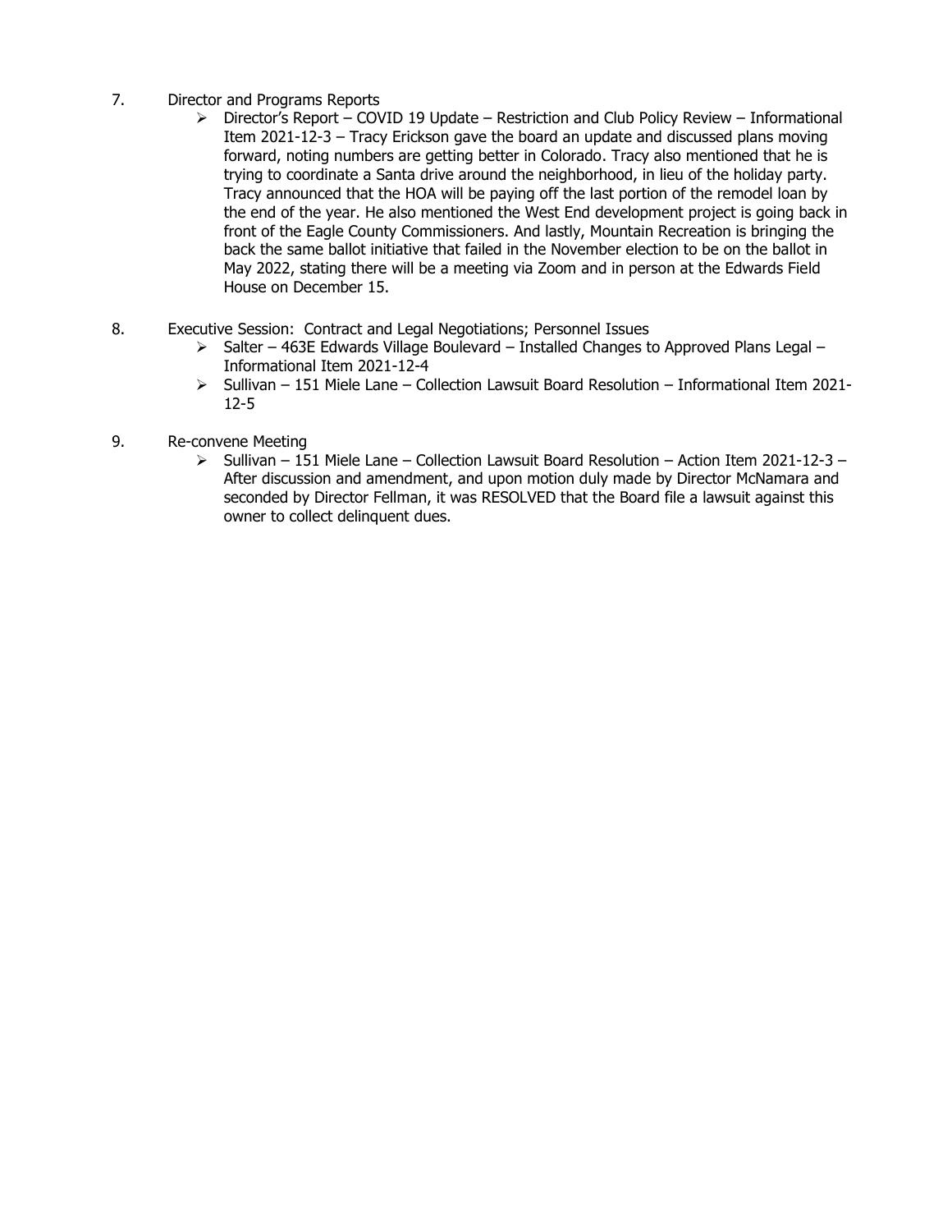7. Director and Programs Reports
   - Director's Report – COVID 19 Update – Restriction and Club Policy Review – Informational Item 2021-12-3 – Tracy Erickson gave the board an update and discussed plans moving forward, noting numbers are getting better in Colorado. Tracy also mentioned that he is trying to coordinate a Santa drive around the neighborhood, in lieu of the holiday party. Tracy announced that the HOA will be paying off the last portion of the remodel loan by the end of the year. He also mentioned the West End development project is going back in front of the Eagle County Commissioners. And lastly, Mountain Recreation is bringing the back the same ballot initiative that failed in the November election to be on the ballot in May 2022, stating there will be a meeting via Zoom and in person at the Edwards Field House on December 15.

8. Executive Session: Contract and Legal Negotiations; Personnel Issues
   - Salter – 463E Edwards Village Boulevard – Installed Changes to Approved Plans Legal – Informational Item 2021-12-4
   - Sullivan – 151 Miele Lane – Collection Lawsuit Board Resolution – Informational Item 2021-12-5

9. Re-convene Meeting
   - Sullivan – 151 Miele Lane – Collection Lawsuit Board Resolution – Action Item 2021-12-3 – After discussion and amendment, and upon motion duly made by Director McNamara and seconded by Director Fellman, it was RESOLVED that the Board file a lawsuit against this owner to collect delinquent dues.